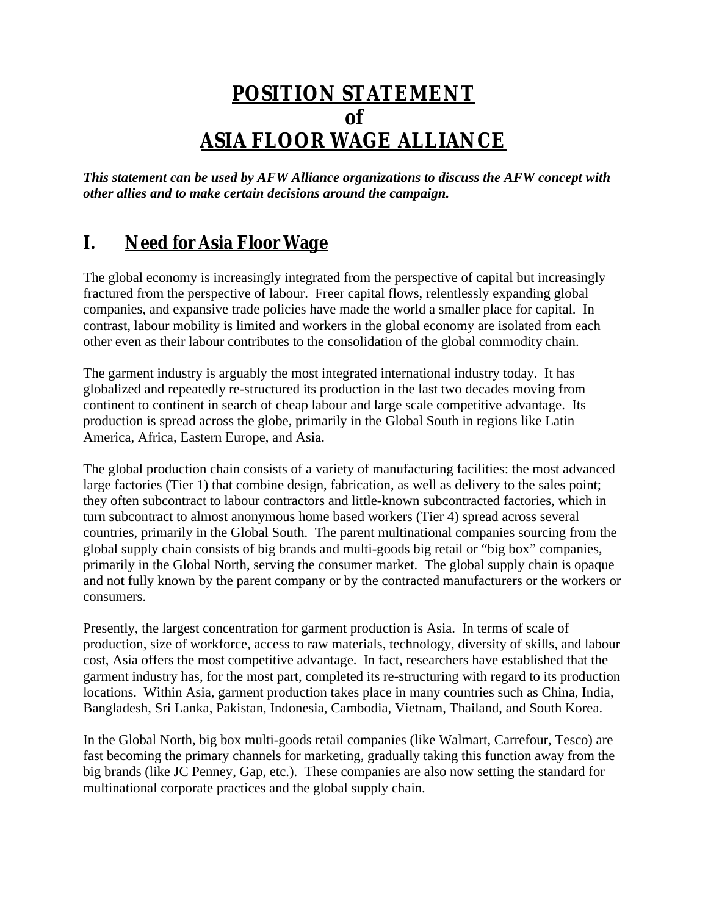# POSITION STATEMENT of ASIA FLOOR WAGE ALLIANCE

***This statement can be used by AFW Alliance organizations to discuss the AFW concept with other allies and to make certain decisions around the campaign.***

## I. Need for Asia Floor Wage

The global economy is increasingly integrated from the perspective of capital but increasingly fractured from the perspective of labour. Freer capital flows, relentlessly expanding global companies, and expansive trade policies have made the world a smaller place for capital. In contrast, labour mobility is limited and workers in the global economy are isolated from each other even as their labour contributes to the consolidation of the global commodity chain.

The garment industry is arguably the most integrated international industry today. It has globalized and repeatedly re-structured its production in the last two decades moving from continent to continent in search of cheap labour and large scale competitive advantage. Its production is spread across the globe, primarily in the Global South in regions like Latin America, Africa, Eastern Europe, and Asia.

The global production chain consists of a variety of manufacturing facilities: the most advanced large factories (Tier 1) that combine design, fabrication, as well as delivery to the sales point; they often subcontract to labour contractors and little-known subcontracted factories, which in turn subcontract to almost anonymous home based workers (Tier 4) spread across several countries, primarily in the Global South. The parent multinational companies sourcing from the global supply chain consists of big brands and multi-goods big retail or "big box" companies, primarily in the Global North, serving the consumer market. The global supply chain is opaque and not fully known by the parent company or by the contracted manufacturers or the workers or consumers.

Presently, the largest concentration for garment production is Asia. In terms of scale of production, size of workforce, access to raw materials, technology, diversity of skills, and labour cost, Asia offers the most competitive advantage. In fact, researchers have established that the garment industry has, for the most part, completed its re-structuring with regard to its production locations. Within Asia, garment production takes place in many countries such as China, India, Bangladesh, Sri Lanka, Pakistan, Indonesia, Cambodia, Vietnam, Thailand, and South Korea.

In the Global North, big box multi-goods retail companies (like Walmart, Carrefour, Tesco) are fast becoming the primary channels for marketing, gradually taking this function away from the big brands (like JC Penney, Gap, etc.). These companies are also now setting the standard for multinational corporate practices and the global supply chain.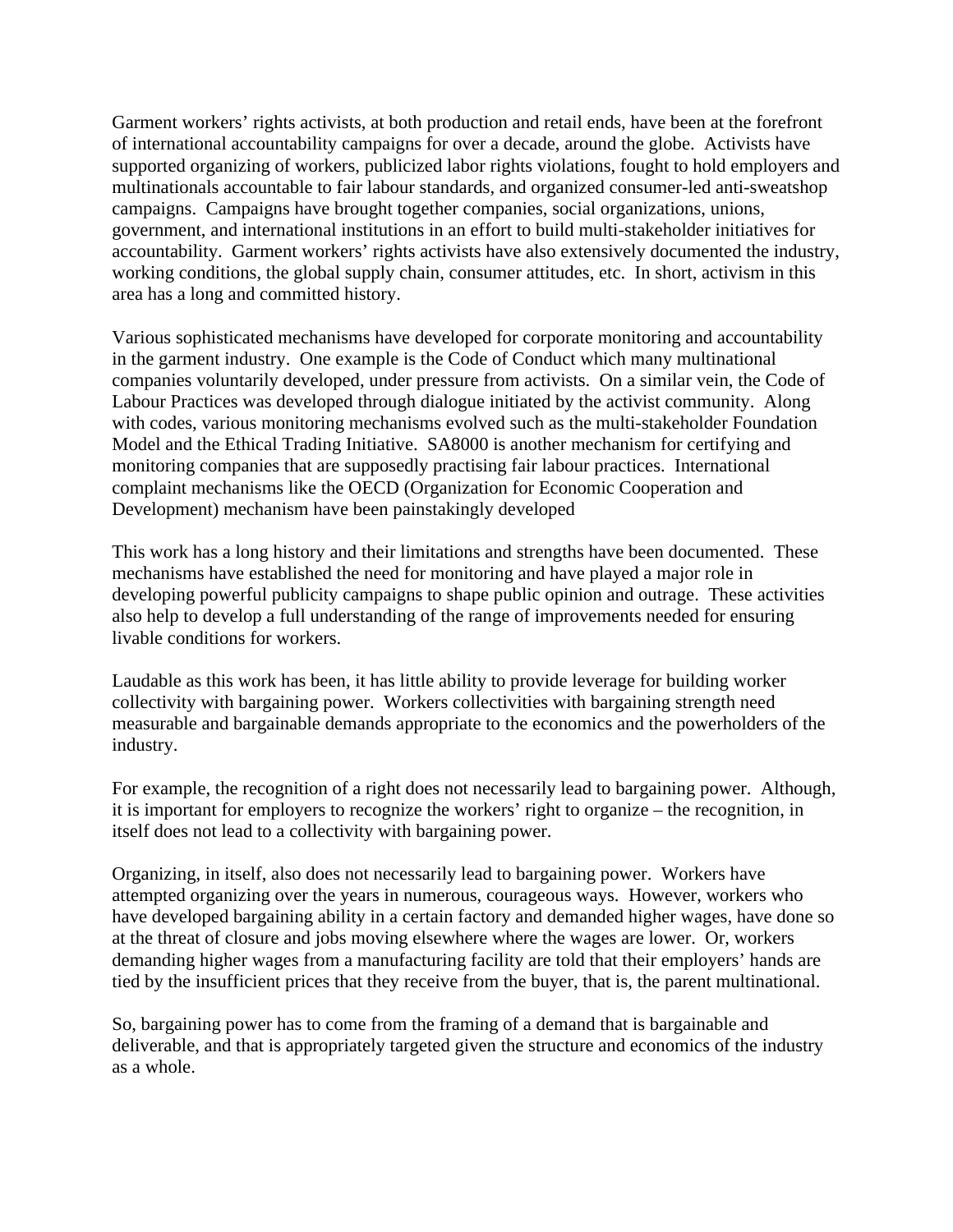Garment workers' rights activists, at both production and retail ends, have been at the forefront of international accountability campaigns for over a decade, around the globe. Activists have supported organizing of workers, publicized labor rights violations, fought to hold employers and multinationals accountable to fair labour standards, and organized consumer-led anti-sweatshop campaigns. Campaigns have brought together companies, social organizations, unions, government, and international institutions in an effort to build multi-stakeholder initiatives for accountability. Garment workers' rights activists have also extensively documented the industry, working conditions, the global supply chain, consumer attitudes, etc. In short, activism in this area has a long and committed history.

Various sophisticated mechanisms have developed for corporate monitoring and accountability in the garment industry. One example is the Code of Conduct which many multinational companies voluntarily developed, under pressure from activists. On a similar vein, the Code of Labour Practices was developed through dialogue initiated by the activist community. Along with codes, various monitoring mechanisms evolved such as the multi-stakeholder Foundation Model and the Ethical Trading Initiative. SA8000 is another mechanism for certifying and monitoring companies that are supposedly practising fair labour practices. International complaint mechanisms like the OECD (Organization for Economic Cooperation and Development) mechanism have been painstakingly developed

This work has a long history and their limitations and strengths have been documented. These mechanisms have established the need for monitoring and have played a major role in developing powerful publicity campaigns to shape public opinion and outrage. These activities also help to develop a full understanding of the range of improvements needed for ensuring livable conditions for workers.

Laudable as this work has been, it has little ability to provide leverage for building worker collectivity with bargaining power. Workers collectivities with bargaining strength need measurable and bargainable demands appropriate to the economics and the powerholders of the industry.

For example, the recognition of a right does not necessarily lead to bargaining power. Although, it is important for employers to recognize the workers' right to organize – the recognition, in itself does not lead to a collectivity with bargaining power.

Organizing, in itself, also does not necessarily lead to bargaining power. Workers have attempted organizing over the years in numerous, courageous ways. However, workers who have developed bargaining ability in a certain factory and demanded higher wages, have done so at the threat of closure and jobs moving elsewhere where the wages are lower. Or, workers demanding higher wages from a manufacturing facility are told that their employers' hands are tied by the insufficient prices that they receive from the buyer, that is, the parent multinational.

So, bargaining power has to come from the framing of a demand that is bargainable and deliverable, and that is appropriately targeted given the structure and economics of the industry as a whole.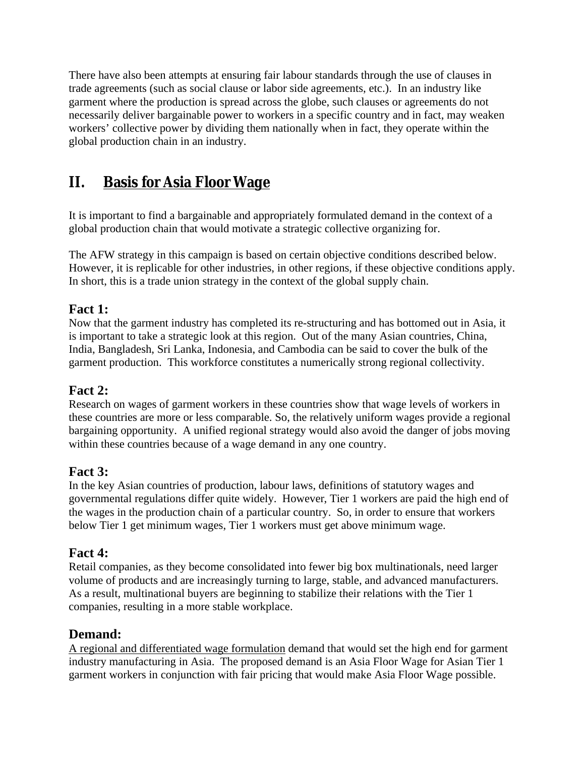There have also been attempts at ensuring fair labour standards through the use of clauses in trade agreements (such as social clause or labor side agreements, etc.). In an industry like garment where the production is spread across the globe, such clauses or agreements do not necessarily deliver bargainable power to workers in a specific country and in fact, may weaken workers' collective power by dividing them nationally when in fact, they operate within the global production chain in an industry.

## II. Basis for Asia Floor Wage

It is important to find a bargainable and appropriately formulated demand in the context of a global production chain that would motivate a strategic collective organizing for.

The AFW strategy in this campaign is based on certain objective conditions described below. However, it is replicable for other industries, in other regions, if these objective conditions apply. In short, this is a trade union strategy in the context of the global supply chain.

### Fact 1:

Now that the garment industry has completed its re-structuring and has bottomed out in Asia, it is important to take a strategic look at this region. Out of the many Asian countries, China, India, Bangladesh, Sri Lanka, Indonesia, and Cambodia can be said to cover the bulk of the garment production. This workforce constitutes a numerically strong regional collectivity.

### Fact 2:

Research on wages of garment workers in these countries show that wage levels of workers in these countries are more or less comparable. So, the relatively uniform wages provide a regional bargaining opportunity. A unified regional strategy would also avoid the danger of jobs moving within these countries because of a wage demand in any one country.

### Fact 3:

In the key Asian countries of production, labour laws, definitions of statutory wages and governmental regulations differ quite widely. However, Tier 1 workers are paid the high end of the wages in the production chain of a particular country. So, in order to ensure that workers below Tier 1 get minimum wages, Tier 1 workers must get above minimum wage.

### Fact 4:

Retail companies, as they become consolidated into fewer big box multinationals, need larger volume of products and are increasingly turning to large, stable, and advanced manufacturers. As a result, multinational buyers are beginning to stabilize their relations with the Tier 1 companies, resulting in a more stable workplace.

### Demand:

A regional and differentiated wage formulation demand that would set the high end for garment industry manufacturing in Asia. The proposed demand is an Asia Floor Wage for Asian Tier 1 garment workers in conjunction with fair pricing that would make Asia Floor Wage possible.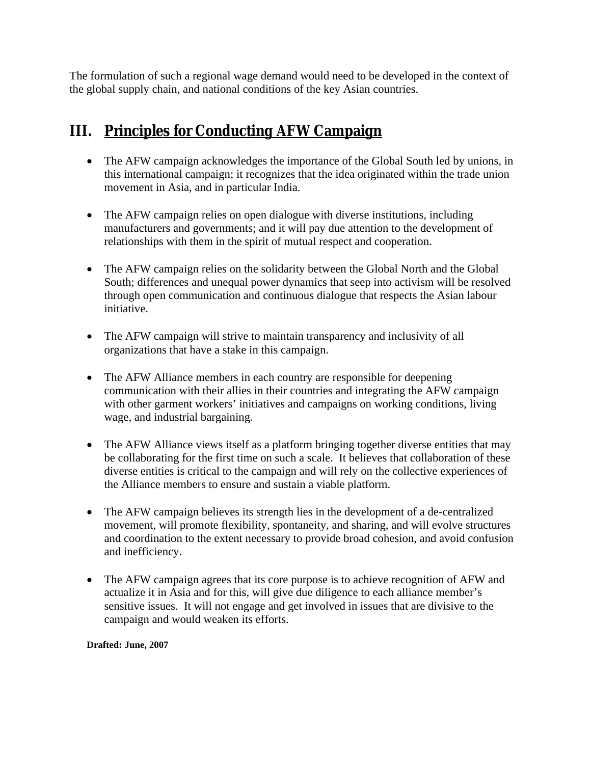The formulation of such a regional wage demand would need to be developed in the context of the global supply chain, and national conditions of the key Asian countries.

## III. Principles for Conducting AFW Campaign

- The AFW campaign acknowledges the importance of the Global South led by unions, in this international campaign; it recognizes that the idea originated within the trade union movement in Asia, and in particular India.

- The AFW campaign relies on open dialogue with diverse institutions, including manufacturers and governments; and it will pay due attention to the development of relationships with them in the spirit of mutual respect and cooperation.

- The AFW campaign relies on the solidarity between the Global North and the Global South; differences and unequal power dynamics that seep into activism will be resolved through open communication and continuous dialogue that respects the Asian labour initiative.

- The AFW campaign will strive to maintain transparency and inclusivity of all organizations that have a stake in this campaign.

- The AFW Alliance members in each country are responsible for deepening communication with their allies in their countries and integrating the AFW campaign with other garment workers' initiatives and campaigns on working conditions, living wage, and industrial bargaining.

- The AFW Alliance views itself as a platform bringing together diverse entities that may be collaborating for the first time on such a scale. It believes that collaboration of these diverse entities is critical to the campaign and will rely on the collective experiences of the Alliance members to ensure and sustain a viable platform.

- The AFW campaign believes its strength lies in the development of a de-centralized movement, will promote flexibility, spontaneity, and sharing, and will evolve structures and coordination to the extent necessary to provide broad cohesion, and avoid confusion and inefficiency.

- The AFW campaign agrees that its core purpose is to achieve recognition of AFW and actualize it in Asia and for this, will give due diligence to each alliance member's sensitive issues. It will not engage and get involved in issues that are divisive to the campaign and would weaken its efforts.

**Drafted: June, 2007**